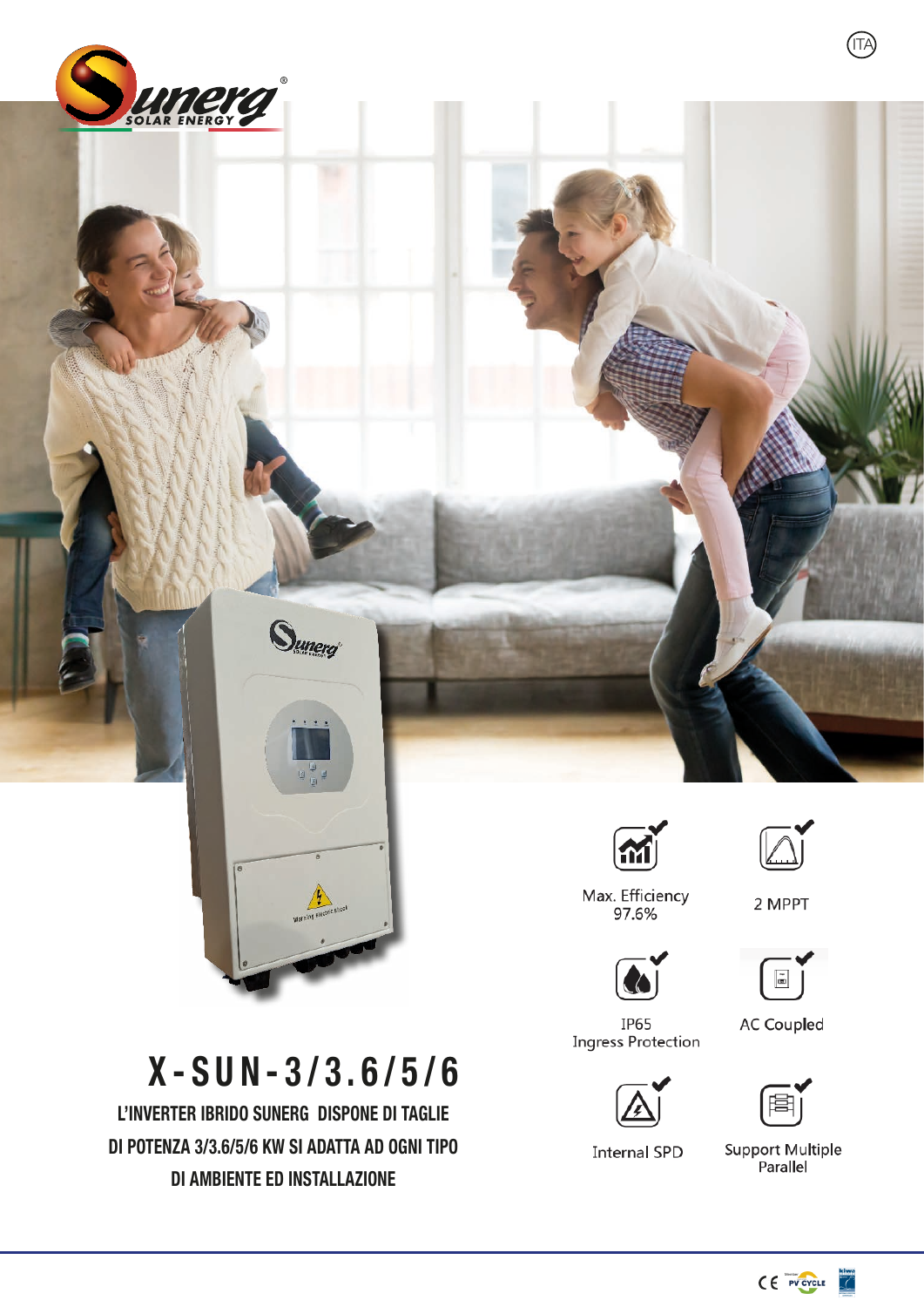ITA

# X-SUN-3/3.6/5/6

**L'INVERTER IBRIDO SUNERG DISPONE DI TAGLIE DI POTENZA 3/3.6/5/6 KW SI ADATTA AD OGNI TIPO DI AMBIENTE ED INSTALLAZIONE**

- Max. Efficiency 97.6%
- 2 MPPT
- IP65 Ingress Protection
- AC Coupled
- Internal SPD
- Support Multiple Parallel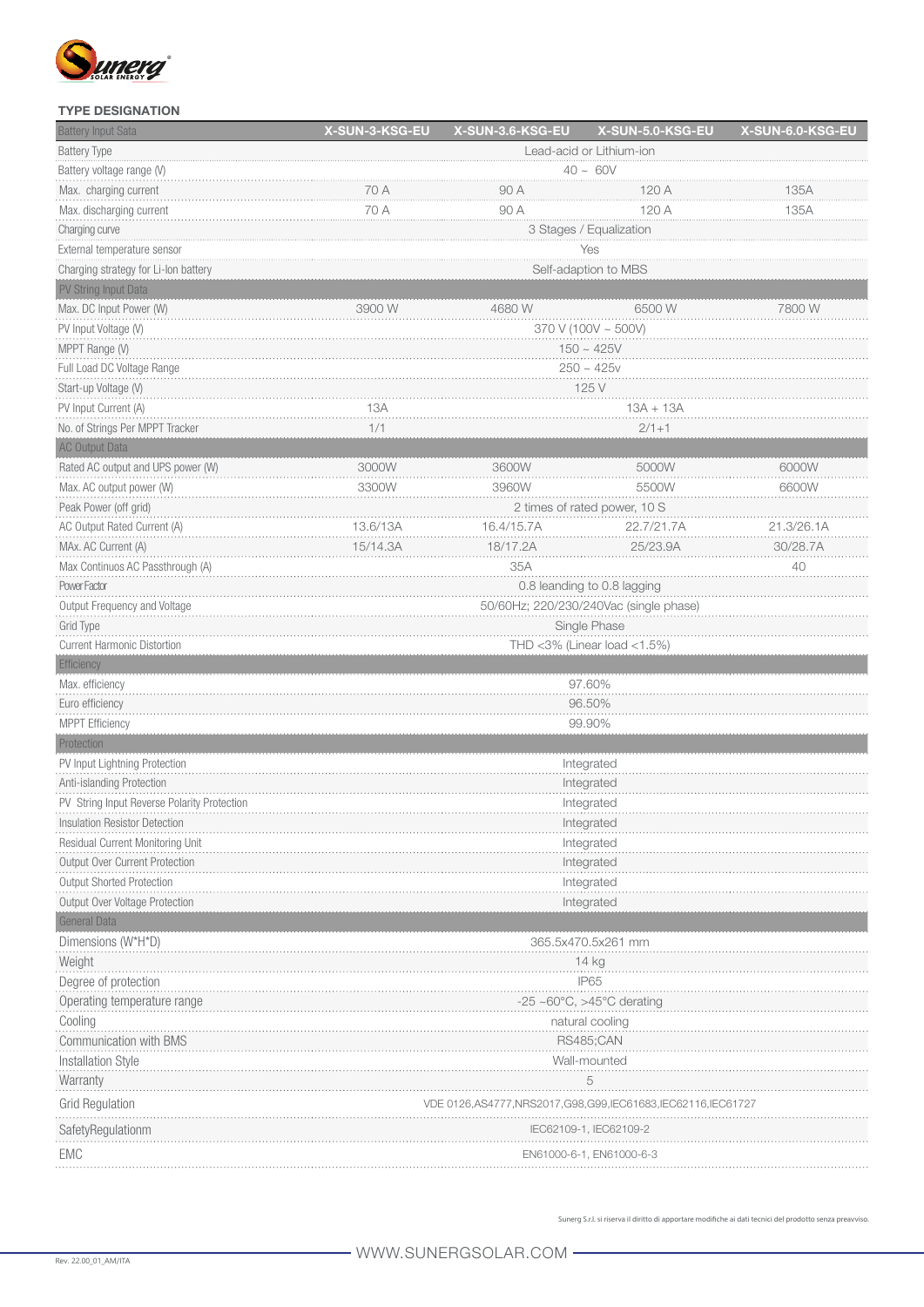## TYPE DESIGNATION

| Battery Input Sata | X-SUN-3-KSG-EU | X-SUN-3.6-KSG-EU | X-SUN-5.0-KSG-EU | X-SUN-6.0-KSG-EU |
|---|---|---|---|---|
| Battery Type | Lead-acid or Lithium-ion | | | |
| Battery voltage range (V) | 40 ~ 60V | | | |
| Max. charging current | 70 A | 90 A | 120 A | 135A |
| Max. discharging current | 70 A | 90 A | 120 A | 135A |
| Charging curve | 3 Stages / Equalization | | | |
| External temperature sensor | Yes | | | |
| Charging strategy for Li-Ion battery | Self-adaption to MBS | | | |
| **PV String Input Data** | | | | |
| Max. DC Input Power (W) | 3900 W | 4680 W | 6500 W | 7800 W |
| PV Input Voltage (V) | 370 V (100V ~ 500V) | | | |
| MPPT Range (V) | 150 ~ 425V | | | |
| Full Load DC Voltage Range | 250 ~ 425v | | | |
| Start-up Voltage (V) | 125 V | | | |
| PV Input Current (A) | 13A | 13A + 13A | | |
| No. of Strings Per MPPT Tracker | 1/1 | 2/1+1 | | |
| **AC Output Data** | | | | |
| Rated AC output and UPS power (W) | 3000W | 3600W | 5000W | 6000W |
| Max. AC output power (W) | 3300W | 3960W | 5500W | 6600W |
| Peak Power (off grid) | 2 times of rated power, 10 S | | | |
| AC Output Rated Current (A) | 13.6/13A | 16.4/15.7A | 22.7/21.7A | 21.3/26.1A |
| MAx. AC Current (A) | 15/14.3A | 18/17.2A | 25/23.9A | 30/28.7A |
| Max Continuos AC Passthrough (A) | 35A | | | 40 |
| Power Factor | 0.8 leanding to 0.8 lagging | | | |
| Output Frequency and Voltage | 50/60Hz; 220/230/240Vac (single phase) | | | |
| Grid Type | Single Phase | | | |
| Current Harmonic Distortion | THD <3% (Linear load <1.5%) | | | |
| **Efficiency** | | | | |
| Max. efficiency | 97.60% | | | |
| Euro efficiency | 96.50% | | | |
| MPPT Efficiency | 99.90% | | | |
| **Protection** | | | | |
| PV Input Lightning Protection | Integrated | | | |
| Anti-islanding Protection | Integrated | | | |
| PV String Input Reverse Polarity Protection | Integrated | | | |
| Insulation Resistor Detection | Integrated | | | |
| Residual Current Monitoring Unit | Integrated | | | |
| Output Over Current Protection | Integrated | | | |
| Output Shorted Protection | Integrated | | | |
| Output Over Voltage Protection | Integrated | | | |
| **General Data** | | | | |
| Dimensions (W*H*D) | 365.5x470.5x261 mm | | | |
| Weight | 14 kg | | | |
| Degree of protection | IP65 | | | |
| Operating temperature range | -25 ~60°C, >45°C derating | | | |
| Cooling | natural cooling | | | |
| Communication with BMS | RS485;CAN | | | |
| Installation Style | Wall-mounted | | | |
| Warranty | 5 | | | |
| Grid Regulation | VDE 0126,AS4777,NRS2017,G98,G99,IEC61683,IEC62116,IEC61727 | | | |
| SafetyRegulationm | IEC62109-1, IEC62109-2 | | | |
| EMC | EN61000-6-1, EN61000-6-3 | | | |

Sunerg S.r.l. si riserva il diritto di apportare modifiche ai dati tecnici del prodotto senza preavviso.

WWW.SUNERGSOLAR.COM

Rev. 22.00_01_AM/ITA